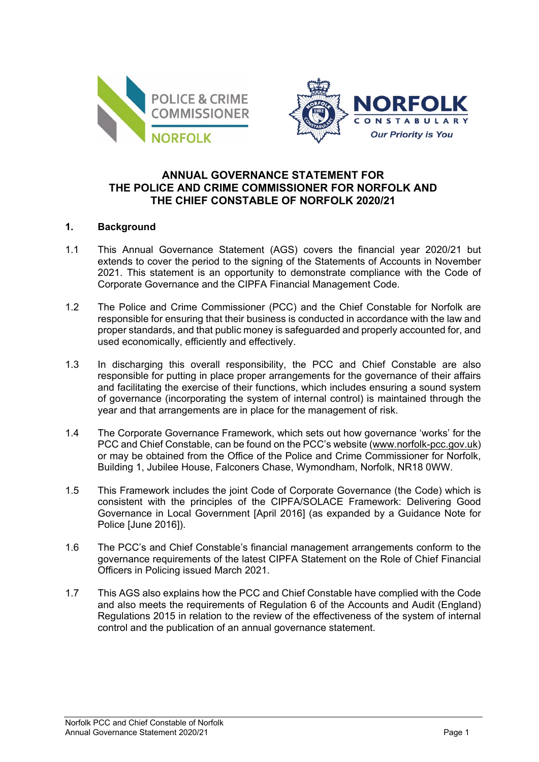# ANNUAL GOVERNANCE STATEMENT FOR THE POLICE AND CRIME COMMISSIONER FOR NORFOLK AND THE CHIEF CONSTABLE OF NORFOLK 2020/21

## 1. Background

1.1 This Annual Governance Statement (AGS) covers the financial year 2020/21 but extends to cover the period to the signing of the Statements of Accounts in November 2021. This statement is an opportunity to demonstrate compliance with the Code of Corporate Governance and the CIPFA Financial Management Code.

1.2 The Police and Crime Commissioner (PCC) and the Chief Constable for Norfolk are responsible for ensuring that their business is conducted in accordance with the law and proper standards, and that public money is safeguarded and properly accounted for, and used economically, efficiently and effectively.

1.3 In discharging this overall responsibility, the PCC and Chief Constable are also responsible for putting in place proper arrangements for the governance of their affairs and facilitating the exercise of their functions, which includes ensuring a sound system of governance (incorporating the system of internal control) is maintained through the year and that arrangements are in place for the management of risk.

1.4 The Corporate Governance Framework, which sets out how governance 'works' for the PCC and Chief Constable, can be found on the PCC's website (www.norfolk-pcc.gov.uk) or may be obtained from the Office of the Police and Crime Commissioner for Norfolk, Building 1, Jubilee House, Falconers Chase, Wymondham, Norfolk, NR18 0WW.

1.5 This Framework includes the joint Code of Corporate Governance (the Code) which is consistent with the principles of the CIPFA/SOLACE Framework: Delivering Good Governance in Local Government [April 2016] (as expanded by a Guidance Note for Police [June 2016]).

1.6 The PCC's and Chief Constable's financial management arrangements conform to the governance requirements of the latest CIPFA Statement on the Role of Chief Financial Officers in Policing issued March 2021.

1.7 This AGS also explains how the PCC and Chief Constable have complied with the Code and also meets the requirements of Regulation 6 of the Accounts and Audit (England) Regulations 2015 in relation to the review of the effectiveness of the system of internal control and the publication of an annual governance statement.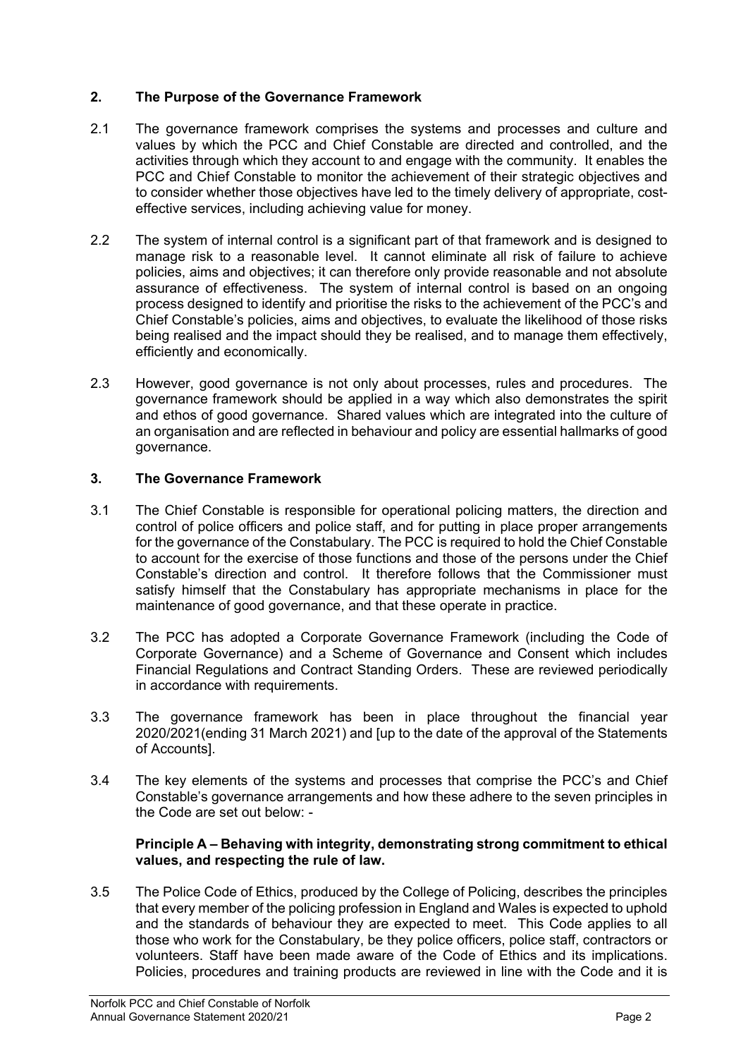## 2. The Purpose of the Governance Framework

2.1 The governance framework comprises the systems and processes and culture and values by which the PCC and Chief Constable are directed and controlled, and the activities through which they account to and engage with the community. It enables the PCC and Chief Constable to monitor the achievement of their strategic objectives and to consider whether those objectives have led to the timely delivery of appropriate, cost-effective services, including achieving value for money.

2.2 The system of internal control is a significant part of that framework and is designed to manage risk to a reasonable level. It cannot eliminate all risk of failure to achieve policies, aims and objectives; it can therefore only provide reasonable and not absolute assurance of effectiveness. The system of internal control is based on an ongoing process designed to identify and prioritise the risks to the achievement of the PCC's and Chief Constable's policies, aims and objectives, to evaluate the likelihood of those risks being realised and the impact should they be realised, and to manage them effectively, efficiently and economically.

2.3 However, good governance is not only about processes, rules and procedures. The governance framework should be applied in a way which also demonstrates the spirit and ethos of good governance. Shared values which are integrated into the culture of an organisation and are reflected in behaviour and policy are essential hallmarks of good governance.

## 3. The Governance Framework

3.1 The Chief Constable is responsible for operational policing matters, the direction and control of police officers and police staff, and for putting in place proper arrangements for the governance of the Constabulary. The PCC is required to hold the Chief Constable to account for the exercise of those functions and those of the persons under the Chief Constable's direction and control. It therefore follows that the Commissioner must satisfy himself that the Constabulary has appropriate mechanisms in place for the maintenance of good governance, and that these operate in practice.

3.2 The PCC has adopted a Corporate Governance Framework (including the Code of Corporate Governance) and a Scheme of Governance and Consent which includes Financial Regulations and Contract Standing Orders. These are reviewed periodically in accordance with requirements.

3.3 The governance framework has been in place throughout the financial year 2020/2021(ending 31 March 2021) and [up to the date of the approval of the Statements of Accounts].

3.4 The key elements of the systems and processes that comprise the PCC's and Chief Constable's governance arrangements and how these adhere to the seven principles in the Code are set out below: -

**Principle A – Behaving with integrity, demonstrating strong commitment to ethical values, and respecting the rule of law.**

3.5 The Police Code of Ethics, produced by the College of Policing, describes the principles that every member of the policing profession in England and Wales is expected to uphold and the standards of behaviour they are expected to meet. This Code applies to all those who work for the Constabulary, be they police officers, police staff, contractors or volunteers. Staff have been made aware of the Code of Ethics and its implications. Policies, procedures and training products are reviewed in line with the Code and it is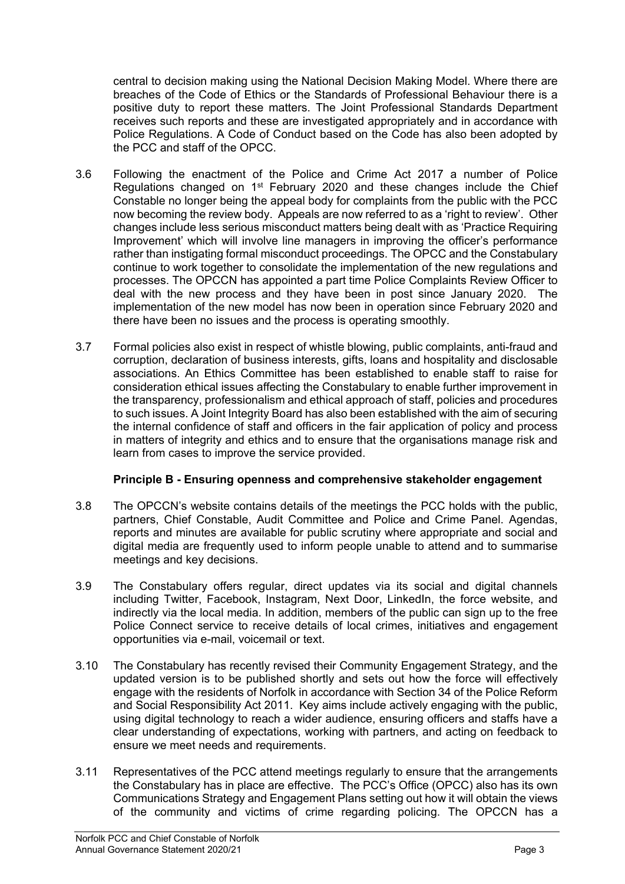central to decision making using the National Decision Making Model. Where there are breaches of the Code of Ethics or the Standards of Professional Behaviour there is a positive duty to report these matters. The Joint Professional Standards Department receives such reports and these are investigated appropriately and in accordance with Police Regulations. A Code of Conduct based on the Code has also been adopted by the PCC and staff of the OPCC.

3.6 Following the enactment of the Police and Crime Act 2017 a number of Police Regulations changed on 1st February 2020 and these changes include the Chief Constable no longer being the appeal body for complaints from the public with the PCC now becoming the review body. Appeals are now referred to as a 'right to review'. Other changes include less serious misconduct matters being dealt with as 'Practice Requiring Improvement' which will involve line managers in improving the officer's performance rather than instigating formal misconduct proceedings. The OPCC and the Constabulary continue to work together to consolidate the implementation of the new regulations and processes. The OPCCN has appointed a part time Police Complaints Review Officer to deal with the new process and they have been in post since January 2020. The implementation of the new model has now been in operation since February 2020 and there have been no issues and the process is operating smoothly.

3.7 Formal policies also exist in respect of whistle blowing, public complaints, anti-fraud and corruption, declaration of business interests, gifts, loans and hospitality and disclosable associations. An Ethics Committee has been established to enable staff to raise for consideration ethical issues affecting the Constabulary to enable further improvement in the transparency, professionalism and ethical approach of staff, policies and procedures to such issues. A Joint Integrity Board has also been established with the aim of securing the internal confidence of staff and officers in the fair application of policy and process in matters of integrity and ethics and to ensure that the organisations manage risk and learn from cases to improve the service provided.

**Principle B - Ensuring openness and comprehensive stakeholder engagement**

3.8 The OPCCN's website contains details of the meetings the PCC holds with the public, partners, Chief Constable, Audit Committee and Police and Crime Panel. Agendas, reports and minutes are available for public scrutiny where appropriate and social and digital media are frequently used to inform people unable to attend and to summarise meetings and key decisions.

3.9 The Constabulary offers regular, direct updates via its social and digital channels including Twitter, Facebook, Instagram, Next Door, LinkedIn, the force website, and indirectly via the local media. In addition, members of the public can sign up to the free Police Connect service to receive details of local crimes, initiatives and engagement opportunities via e-mail, voicemail or text.

3.10 The Constabulary has recently revised their Community Engagement Strategy, and the updated version is to be published shortly and sets out how the force will effectively engage with the residents of Norfolk in accordance with Section 34 of the Police Reform and Social Responsibility Act 2011. Key aims include actively engaging with the public, using digital technology to reach a wider audience, ensuring officers and staffs have a clear understanding of expectations, working with partners, and acting on feedback to ensure we meet needs and requirements.

3.11 Representatives of the PCC attend meetings regularly to ensure that the arrangements the Constabulary has in place are effective. The PCC's Office (OPCC) also has its own Communications Strategy and Engagement Plans setting out how it will obtain the views of the community and victims of crime regarding policing. The OPCCN has a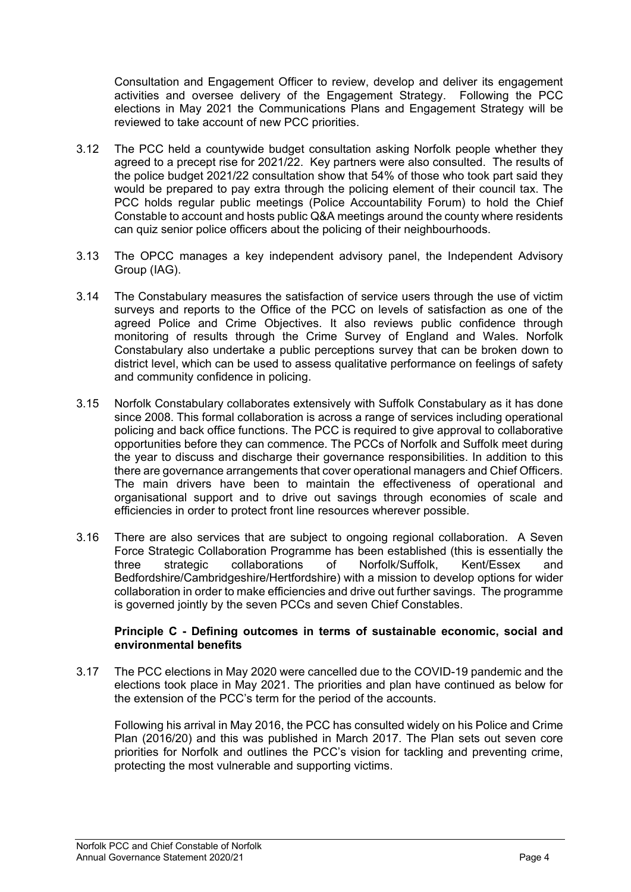Consultation and Engagement Officer to review, develop and deliver its engagement activities and oversee delivery of the Engagement Strategy. Following the PCC elections in May 2021 the Communications Plans and Engagement Strategy will be reviewed to take account of new PCC priorities.

3.12 The PCC held a countywide budget consultation asking Norfolk people whether they agreed to a precept rise for 2021/22. Key partners were also consulted. The results of the police budget 2021/22 consultation show that 54% of those who took part said they would be prepared to pay extra through the policing element of their council tax. The PCC holds regular public meetings (Police Accountability Forum) to hold the Chief Constable to account and hosts public Q&A meetings around the county where residents can quiz senior police officers about the policing of their neighbourhoods.

3.13 The OPCC manages a key independent advisory panel, the Independent Advisory Group (IAG).

3.14 The Constabulary measures the satisfaction of service users through the use of victim surveys and reports to the Office of the PCC on levels of satisfaction as one of the agreed Police and Crime Objectives. It also reviews public confidence through monitoring of results through the Crime Survey of England and Wales. Norfolk Constabulary also undertake a public perceptions survey that can be broken down to district level, which can be used to assess qualitative performance on feelings of safety and community confidence in policing.

3.15 Norfolk Constabulary collaborates extensively with Suffolk Constabulary as it has done since 2008. This formal collaboration is across a range of services including operational policing and back office functions. The PCC is required to give approval to collaborative opportunities before they can commence. The PCCs of Norfolk and Suffolk meet during the year to discuss and discharge their governance responsibilities. In addition to this there are governance arrangements that cover operational managers and Chief Officers. The main drivers have been to maintain the effectiveness of operational and organisational support and to drive out savings through economies of scale and efficiencies in order to protect front line resources wherever possible.

3.16 There are also services that are subject to ongoing regional collaboration. A Seven Force Strategic Collaboration Programme has been established (this is essentially the three strategic collaborations of Norfolk/Suffolk, Kent/Essex and Bedfordshire/Cambridgeshire/Hertfordshire) with a mission to develop options for wider collaboration in order to make efficiencies and drive out further savings. The programme is governed jointly by the seven PCCs and seven Chief Constables.

**Principle C - Defining outcomes in terms of sustainable economic, social and environmental benefits**

3.17 The PCC elections in May 2020 were cancelled due to the COVID-19 pandemic and the elections took place in May 2021. The priorities and plan have continued as below for the extension of the PCC's term for the period of the accounts.

Following his arrival in May 2016, the PCC has consulted widely on his Police and Crime Plan (2016/20) and this was published in March 2017. The Plan sets out seven core priorities for Norfolk and outlines the PCC's vision for tackling and preventing crime, protecting the most vulnerable and supporting victims.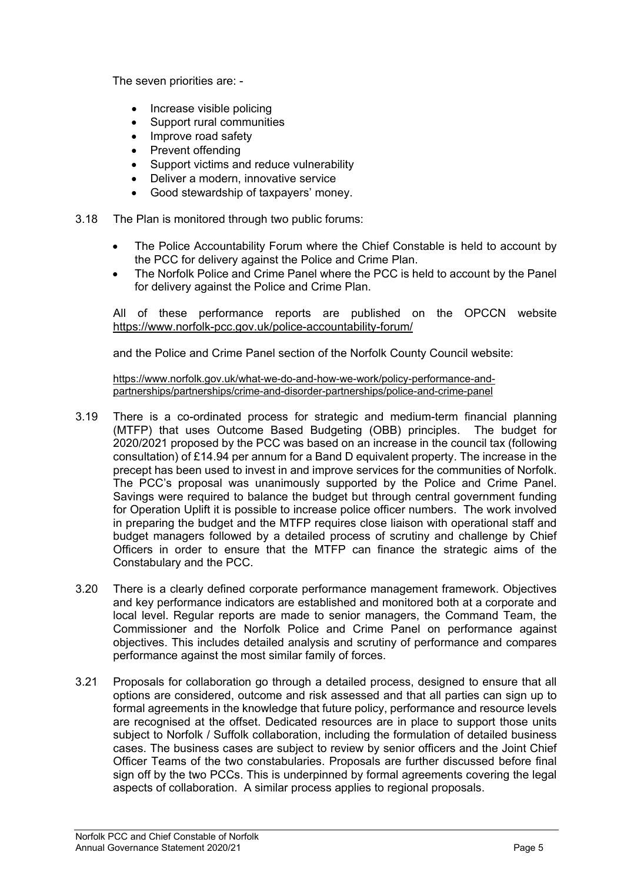The seven priorities are: -

- Increase visible policing
- Support rural communities
- Improve road safety
- Prevent offending
- Support victims and reduce vulnerability
- Deliver a modern, innovative service
- Good stewardship of taxpayers' money.

3.18 The Plan is monitored through two public forums:

- The Police Accountability Forum where the Chief Constable is held to account by the PCC for delivery against the Police and Crime Plan.
- The Norfolk Police and Crime Panel where the PCC is held to account by the Panel for delivery against the Police and Crime Plan.

All of these performance reports are published on the OPCCN website https://www.norfolk-pcc.gov.uk/police-accountability-forum/

and the Police and Crime Panel section of the Norfolk County Council website:

https://www.norfolk.gov.uk/what-we-do-and-how-we-work/policy-performance-and-partnerships/partnerships/crime-and-disorder-partnerships/police-and-crime-panel

3.19 There is a co-ordinated process for strategic and medium-term financial planning (MTFP) that uses Outcome Based Budgeting (OBB) principles. The budget for 2020/2021 proposed by the PCC was based on an increase in the council tax (following consultation) of £14.94 per annum for a Band D equivalent property. The increase in the precept has been used to invest in and improve services for the communities of Norfolk. The PCC's proposal was unanimously supported by the Police and Crime Panel. Savings were required to balance the budget but through central government funding for Operation Uplift it is possible to increase police officer numbers. The work involved in preparing the budget and the MTFP requires close liaison with operational staff and budget managers followed by a detailed process of scrutiny and challenge by Chief Officers in order to ensure that the MTFP can finance the strategic aims of the Constabulary and the PCC.

3.20 There is a clearly defined corporate performance management framework. Objectives and key performance indicators are established and monitored both at a corporate and local level. Regular reports are made to senior managers, the Command Team, the Commissioner and the Norfolk Police and Crime Panel on performance against objectives. This includes detailed analysis and scrutiny of performance and compares performance against the most similar family of forces.

3.21 Proposals for collaboration go through a detailed process, designed to ensure that all options are considered, outcome and risk assessed and that all parties can sign up to formal agreements in the knowledge that future policy, performance and resource levels are recognised at the offset. Dedicated resources are in place to support those units subject to Norfolk / Suffolk collaboration, including the formulation of detailed business cases. The business cases are subject to review by senior officers and the Joint Chief Officer Teams of the two constabularies. Proposals are further discussed before final sign off by the two PCCs. This is underpinned by formal agreements covering the legal aspects of collaboration. A similar process applies to regional proposals.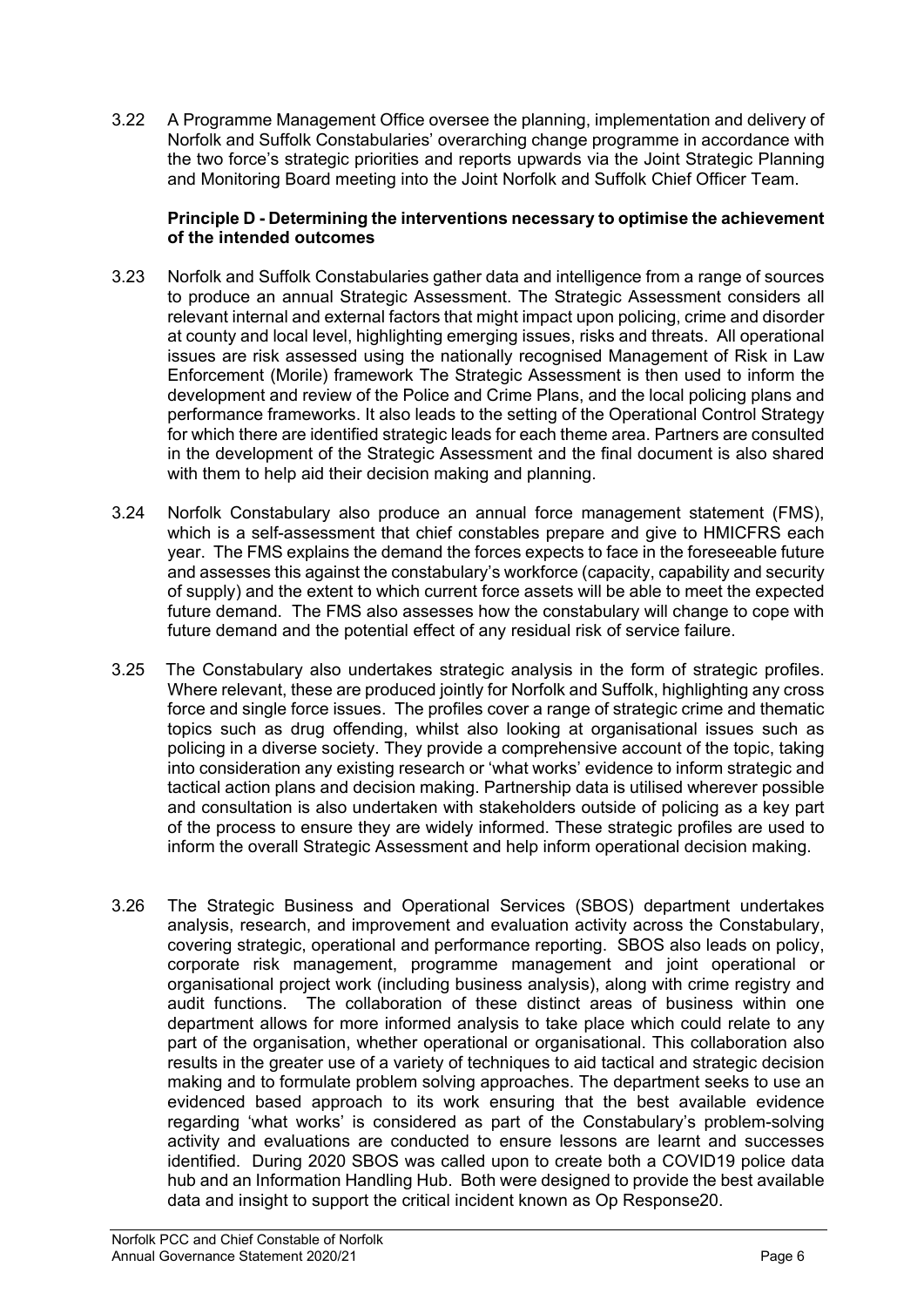3.22 A Programme Management Office oversee the planning, implementation and delivery of Norfolk and Suffolk Constabularies' overarching change programme in accordance with the two force's strategic priorities and reports upwards via the Joint Strategic Planning and Monitoring Board meeting into the Joint Norfolk and Suffolk Chief Officer Team.

**Principle D - Determining the interventions necessary to optimise the achievement of the intended outcomes**

3.23 Norfolk and Suffolk Constabularies gather data and intelligence from a range of sources to produce an annual Strategic Assessment. The Strategic Assessment considers all relevant internal and external factors that might impact upon policing, crime and disorder at county and local level, highlighting emerging issues, risks and threats. All operational issues are risk assessed using the nationally recognised Management of Risk in Law Enforcement (Morile) framework The Strategic Assessment is then used to inform the development and review of the Police and Crime Plans, and the local policing plans and performance frameworks. It also leads to the setting of the Operational Control Strategy for which there are identified strategic leads for each theme area. Partners are consulted in the development of the Strategic Assessment and the final document is also shared with them to help aid their decision making and planning.

3.24 Norfolk Constabulary also produce an annual force management statement (FMS), which is a self-assessment that chief constables prepare and give to HMICFRS each year. The FMS explains the demand the forces expects to face in the foreseeable future and assesses this against the constabulary's workforce (capacity, capability and security of supply) and the extent to which current force assets will be able to meet the expected future demand. The FMS also assesses how the constabulary will change to cope with future demand and the potential effect of any residual risk of service failure.

3.25 The Constabulary also undertakes strategic analysis in the form of strategic profiles. Where relevant, these are produced jointly for Norfolk and Suffolk, highlighting any cross force and single force issues. The profiles cover a range of strategic crime and thematic topics such as drug offending, whilst also looking at organisational issues such as policing in a diverse society. They provide a comprehensive account of the topic, taking into consideration any existing research or 'what works' evidence to inform strategic and tactical action plans and decision making. Partnership data is utilised wherever possible and consultation is also undertaken with stakeholders outside of policing as a key part of the process to ensure they are widely informed. These strategic profiles are used to inform the overall Strategic Assessment and help inform operational decision making.

3.26 The Strategic Business and Operational Services (SBOS) department undertakes analysis, research, and improvement and evaluation activity across the Constabulary, covering strategic, operational and performance reporting. SBOS also leads on policy, corporate risk management, programme management and joint operational or organisational project work (including business analysis), along with crime registry and audit functions. The collaboration of these distinct areas of business within one department allows for more informed analysis to take place which could relate to any part of the organisation, whether operational or organisational. This collaboration also results in the greater use of a variety of techniques to aid tactical and strategic decision making and to formulate problem solving approaches. The department seeks to use an evidenced based approach to its work ensuring that the best available evidence regarding 'what works' is considered as part of the Constabulary's problem-solving activity and evaluations are conducted to ensure lessons are learnt and successes identified. During 2020 SBOS was called upon to create both a COVID19 police data hub and an Information Handling Hub. Both were designed to provide the best available data and insight to support the critical incident known as Op Response20.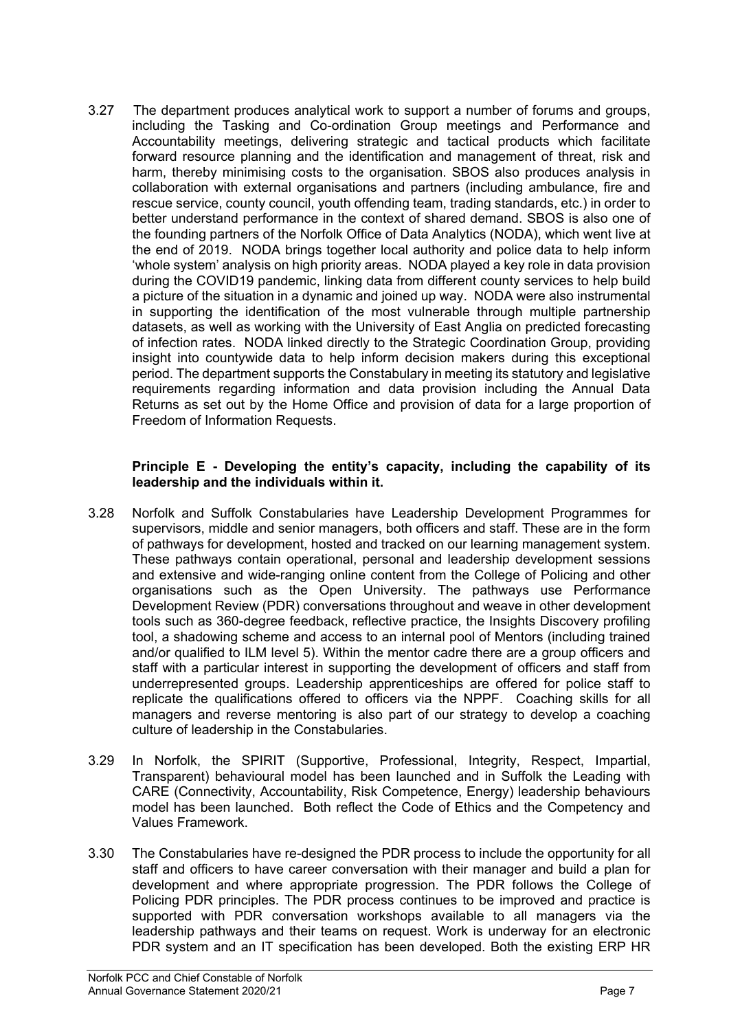3.27 The department produces analytical work to support a number of forums and groups, including the Tasking and Co-ordination Group meetings and Performance and Accountability meetings, delivering strategic and tactical products which facilitate forward resource planning and the identification and management of threat, risk and harm, thereby minimising costs to the organisation. SBOS also produces analysis in collaboration with external organisations and partners (including ambulance, fire and rescue service, county council, youth offending team, trading standards, etc.) in order to better understand performance in the context of shared demand. SBOS is also one of the founding partners of the Norfolk Office of Data Analytics (NODA), which went live at the end of 2019. NODA brings together local authority and police data to help inform 'whole system' analysis on high priority areas. NODA played a key role in data provision during the COVID19 pandemic, linking data from different county services to help build a picture of the situation in a dynamic and joined up way. NODA were also instrumental in supporting the identification of the most vulnerable through multiple partnership datasets, as well as working with the University of East Anglia on predicted forecasting of infection rates. NODA linked directly to the Strategic Coordination Group, providing insight into countywide data to help inform decision makers during this exceptional period. The department supports the Constabulary in meeting its statutory and legislative requirements regarding information and data provision including the Annual Data Returns as set out by the Home Office and provision of data for a large proportion of Freedom of Information Requests.

**Principle E - Developing the entity's capacity, including the capability of its leadership and the individuals within it.**

3.28 Norfolk and Suffolk Constabularies have Leadership Development Programmes for supervisors, middle and senior managers, both officers and staff. These are in the form of pathways for development, hosted and tracked on our learning management system. These pathways contain operational, personal and leadership development sessions and extensive and wide-ranging online content from the College of Policing and other organisations such as the Open University. The pathways use Performance Development Review (PDR) conversations throughout and weave in other development tools such as 360-degree feedback, reflective practice, the Insights Discovery profiling tool, a shadowing scheme and access to an internal pool of Mentors (including trained and/or qualified to ILM level 5). Within the mentor cadre there are a group officers and staff with a particular interest in supporting the development of officers and staff from underrepresented groups. Leadership apprenticeships are offered for police staff to replicate the qualifications offered to officers via the NPPF. Coaching skills for all managers and reverse mentoring is also part of our strategy to develop a coaching culture of leadership in the Constabularies.

3.29 In Norfolk, the SPIRIT (Supportive, Professional, Integrity, Respect, Impartial, Transparent) behavioural model has been launched and in Suffolk the Leading with CARE (Connectivity, Accountability, Risk Competence, Energy) leadership behaviours model has been launched. Both reflect the Code of Ethics and the Competency and Values Framework.

3.30 The Constabularies have re-designed the PDR process to include the opportunity for all staff and officers to have career conversation with their manager and build a plan for development and where appropriate progression. The PDR follows the College of Policing PDR principles. The PDR process continues to be improved and practice is supported with PDR conversation workshops available to all managers via the leadership pathways and their teams on request. Work is underway for an electronic PDR system and an IT specification has been developed. Both the existing ERP HR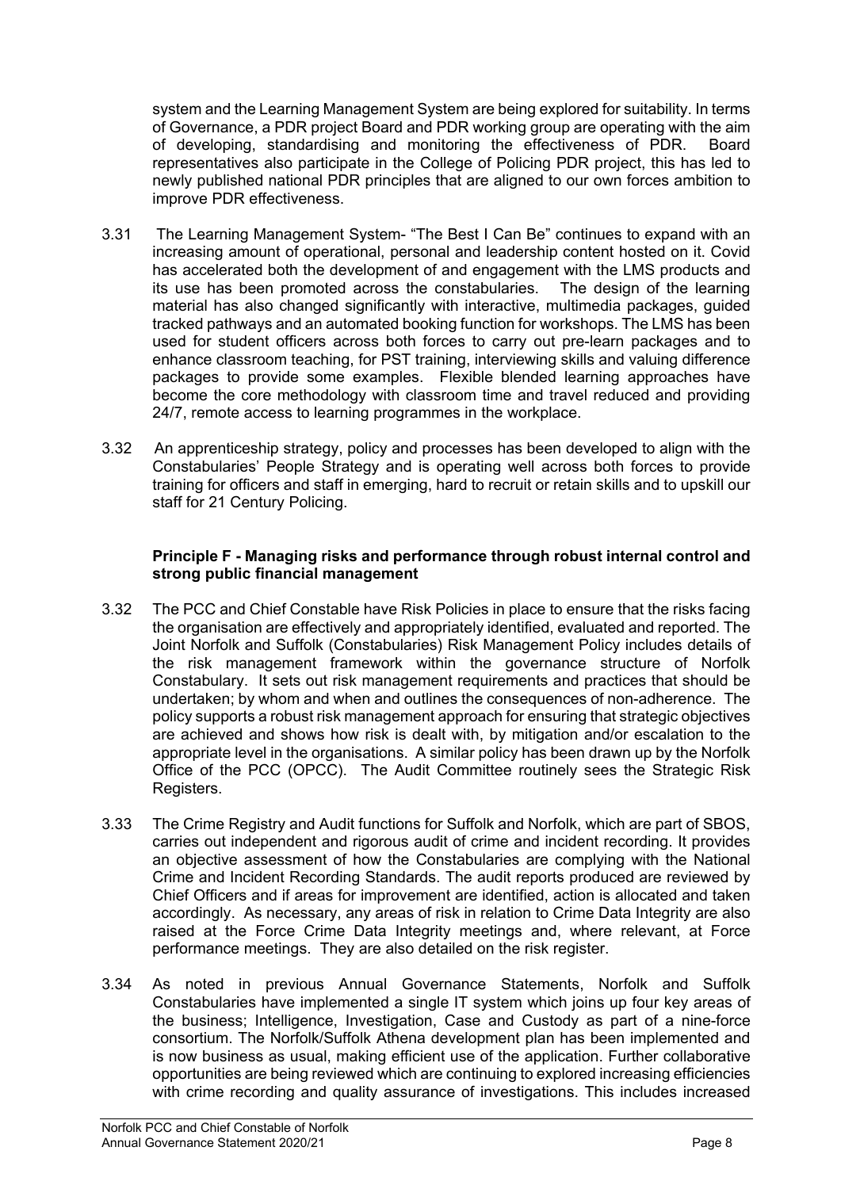system and the Learning Management System are being explored for suitability. In terms of Governance, a PDR project Board and PDR working group are operating with the aim of developing, standardising and monitoring the effectiveness of PDR. Board representatives also participate in the College of Policing PDR project, this has led to newly published national PDR principles that are aligned to our own forces ambition to improve PDR effectiveness.

3.31 The Learning Management System- "The Best I Can Be" continues to expand with an increasing amount of operational, personal and leadership content hosted on it. Covid has accelerated both the development of and engagement with the LMS products and its use has been promoted across the constabularies. The design of the learning material has also changed significantly with interactive, multimedia packages, guided tracked pathways and an automated booking function for workshops. The LMS has been used for student officers across both forces to carry out pre-learn packages and to enhance classroom teaching, for PST training, interviewing skills and valuing difference packages to provide some examples. Flexible blended learning approaches have become the core methodology with classroom time and travel reduced and providing 24/7, remote access to learning programmes in the workplace.

3.32 An apprenticeship strategy, policy and processes has been developed to align with the Constabularies' People Strategy and is operating well across both forces to provide training for officers and staff in emerging, hard to recruit or retain skills and to upskill our staff for 21 Century Policing.

**Principle F - Managing risks and performance through robust internal control and strong public financial management**

3.32 The PCC and Chief Constable have Risk Policies in place to ensure that the risks facing the organisation are effectively and appropriately identified, evaluated and reported. The Joint Norfolk and Suffolk (Constabularies) Risk Management Policy includes details of the risk management framework within the governance structure of Norfolk Constabulary. It sets out risk management requirements and practices that should be undertaken; by whom and when and outlines the consequences of non-adherence. The policy supports a robust risk management approach for ensuring that strategic objectives are achieved and shows how risk is dealt with, by mitigation and/or escalation to the appropriate level in the organisations. A similar policy has been drawn up by the Norfolk Office of the PCC (OPCC). The Audit Committee routinely sees the Strategic Risk Registers.

3.33 The Crime Registry and Audit functions for Suffolk and Norfolk, which are part of SBOS, carries out independent and rigorous audit of crime and incident recording. It provides an objective assessment of how the Constabularies are complying with the National Crime and Incident Recording Standards. The audit reports produced are reviewed by Chief Officers and if areas for improvement are identified, action is allocated and taken accordingly. As necessary, any areas of risk in relation to Crime Data Integrity are also raised at the Force Crime Data Integrity meetings and, where relevant, at Force performance meetings. They are also detailed on the risk register.

3.34 As noted in previous Annual Governance Statements, Norfolk and Suffolk Constabularies have implemented a single IT system which joins up four key areas of the business; Intelligence, Investigation, Case and Custody as part of a nine-force consortium. The Norfolk/Suffolk Athena development plan has been implemented and is now business as usual, making efficient use of the application. Further collaborative opportunities are being reviewed which are continuing to explored increasing efficiencies with crime recording and quality assurance of investigations. This includes increased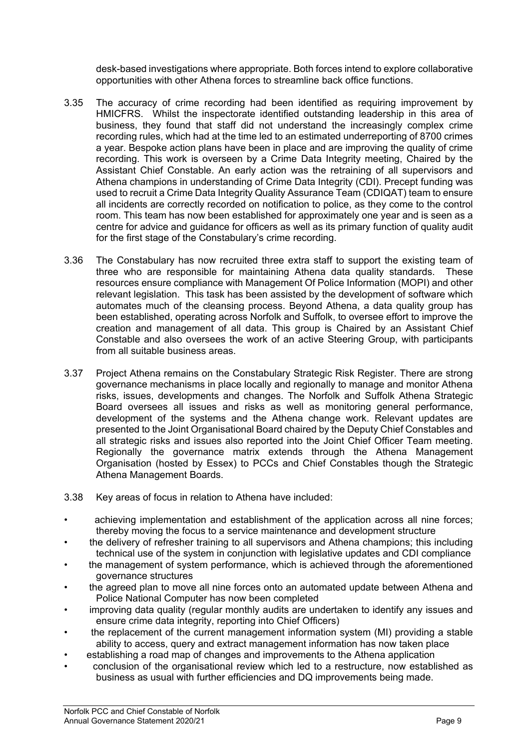desk-based investigations where appropriate. Both forces intend to explore collaborative opportunities with other Athena forces to streamline back office functions.

3.35 The accuracy of crime recording had been identified as requiring improvement by HMICFRS. Whilst the inspectorate identified outstanding leadership in this area of business, they found that staff did not understand the increasingly complex crime recording rules, which had at the time led to an estimated underreporting of 8700 crimes a year. Bespoke action plans have been in place and are improving the quality of crime recording. This work is overseen by a Crime Data Integrity meeting, Chaired by the Assistant Chief Constable. An early action was the retraining of all supervisors and Athena champions in understanding of Crime Data Integrity (CDI). Precept funding was used to recruit a Crime Data Integrity Quality Assurance Team (CDIQAT) team to ensure all incidents are correctly recorded on notification to police, as they come to the control room. This team has now been established for approximately one year and is seen as a centre for advice and guidance for officers as well as its primary function of quality audit for the first stage of the Constabulary's crime recording.

3.36 The Constabulary has now recruited three extra staff to support the existing team of three who are responsible for maintaining Athena data quality standards. These resources ensure compliance with Management Of Police Information (MOPI) and other relevant legislation. This task has been assisted by the development of software which automates much of the cleansing process. Beyond Athena, a data quality group has been established, operating across Norfolk and Suffolk, to oversee effort to improve the creation and management of all data. This group is Chaired by an Assistant Chief Constable and also oversees the work of an active Steering Group, with participants from all suitable business areas.

3.37 Project Athena remains on the Constabulary Strategic Risk Register. There are strong governance mechanisms in place locally and regionally to manage and monitor Athena risks, issues, developments and changes. The Norfolk and Suffolk Athena Strategic Board oversees all issues and risks as well as monitoring general performance, development of the systems and the Athena change work. Relevant updates are presented to the Joint Organisational Board chaired by the Deputy Chief Constables and all strategic risks and issues also reported into the Joint Chief Officer Team meeting. Regionally the governance matrix extends through the Athena Management Organisation (hosted by Essex) to PCCs and Chief Constables though the Strategic Athena Management Boards.

3.38 Key areas of focus in relation to Athena have included:

- achieving implementation and establishment of the application across all nine forces; thereby moving the focus to a service maintenance and development structure
- the delivery of refresher training to all supervisors and Athena champions; this including technical use of the system in conjunction with legislative updates and CDI compliance
- the management of system performance, which is achieved through the aforementioned governance structures
- the agreed plan to move all nine forces onto an automated update between Athena and Police National Computer has now been completed
- improving data quality (regular monthly audits are undertaken to identify any issues and ensure crime data integrity, reporting into Chief Officers)
- the replacement of the current management information system (MI) providing a stable ability to access, query and extract management information has now taken place
- establishing a road map of changes and improvements to the Athena application
- conclusion of the organisational review which led to a restructure, now established as business as usual with further efficiencies and DQ improvements being made.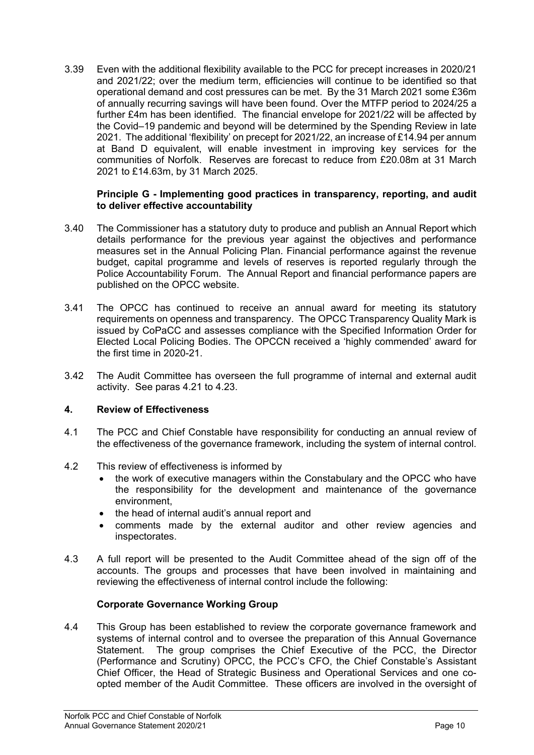3.39 Even with the additional flexibility available to the PCC for precept increases in 2020/21 and 2021/22; over the medium term, efficiencies will continue to be identified so that operational demand and cost pressures can be met. By the 31 March 2021 some £36m of annually recurring savings will have been found. Over the MTFP period to 2024/25 a further £4m has been identified. The financial envelope for 2021/22 will be affected by the Covid–19 pandemic and beyond will be determined by the Spending Review in late 2021. The additional 'flexibility' on precept for 2021/22, an increase of £14.94 per annum at Band D equivalent, will enable investment in improving key services for the communities of Norfolk. Reserves are forecast to reduce from £20.08m at 31 March 2021 to £14.63m, by 31 March 2025.

**Principle G - Implementing good practices in transparency, reporting, and audit to deliver effective accountability**

3.40 The Commissioner has a statutory duty to produce and publish an Annual Report which details performance for the previous year against the objectives and performance measures set in the Annual Policing Plan. Financial performance against the revenue budget, capital programme and levels of reserves is reported regularly through the Police Accountability Forum. The Annual Report and financial performance papers are published on the OPCC website.

3.41 The OPCC has continued to receive an annual award for meeting its statutory requirements on openness and transparency. The OPCC Transparency Quality Mark is issued by CoPaCC and assesses compliance with the Specified Information Order for Elected Local Policing Bodies. The OPCCN received a 'highly commended' award for the first time in 2020-21.

3.42 The Audit Committee has overseen the full programme of internal and external audit activity. See paras 4.21 to 4.23.

## 4. Review of Effectiveness

4.1 The PCC and Chief Constable have responsibility for conducting an annual review of the effectiveness of the governance framework, including the system of internal control.

4.2 This review of effectiveness is informed by

- the work of executive managers within the Constabulary and the OPCC who have the responsibility for the development and maintenance of the governance environment,
- the head of internal audit's annual report and
- comments made by the external auditor and other review agencies and inspectorates.

4.3 A full report will be presented to the Audit Committee ahead of the sign off of the accounts. The groups and processes that have been involved in maintaining and reviewing the effectiveness of internal control include the following:

**Corporate Governance Working Group**

4.4 This Group has been established to review the corporate governance framework and systems of internal control and to oversee the preparation of this Annual Governance Statement. The group comprises the Chief Executive of the PCC, the Director (Performance and Scrutiny) OPCC, the PCC's CFO, the Chief Constable's Assistant Chief Officer, the Head of Strategic Business and Operational Services and one co-opted member of the Audit Committee. These officers are involved in the oversight of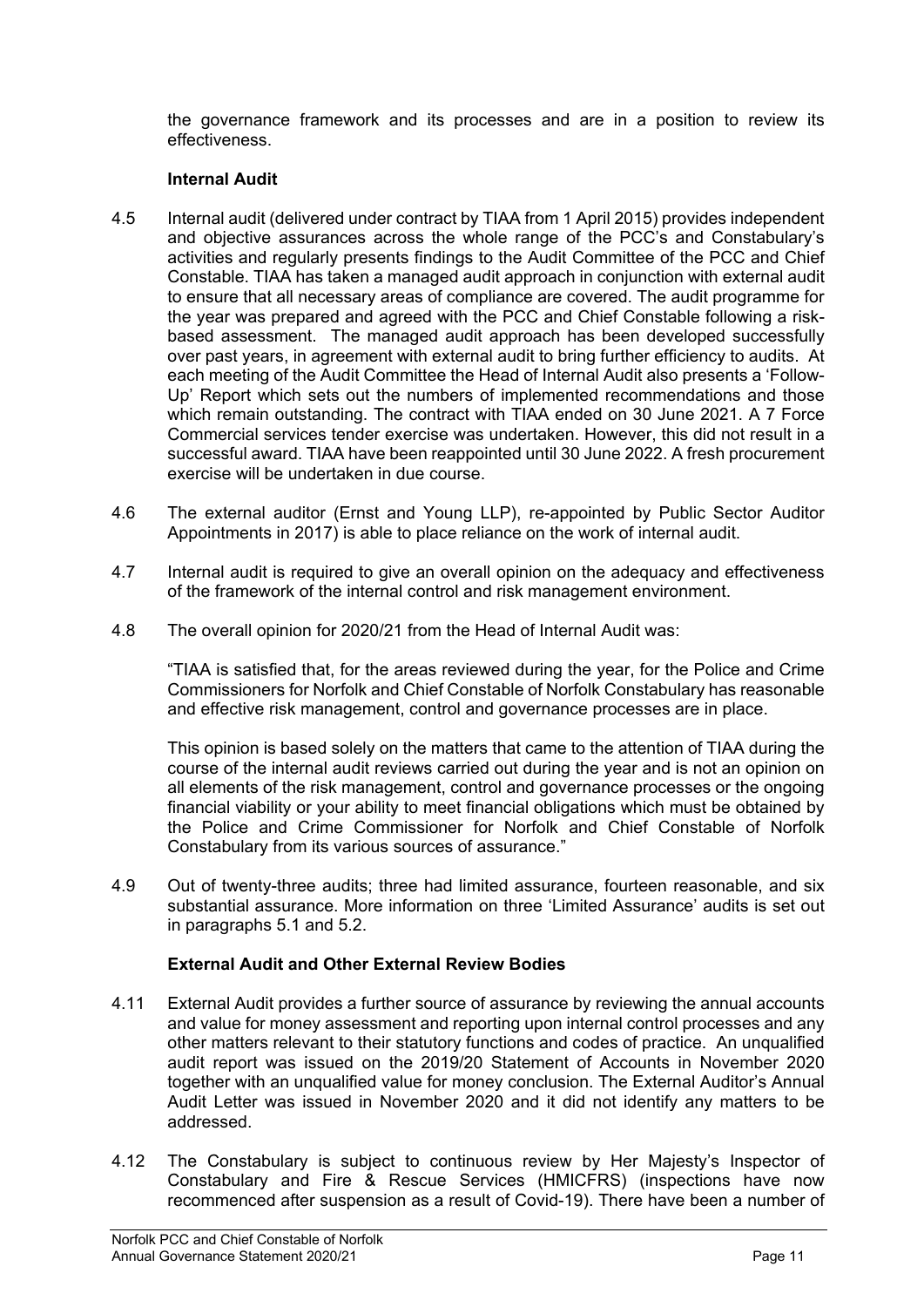the governance framework and its processes and are in a position to review its effectiveness.

### Internal Audit

4.5 Internal audit (delivered under contract by TIAA from 1 April 2015) provides independent and objective assurances across the whole range of the PCC's and Constabulary's activities and regularly presents findings to the Audit Committee of the PCC and Chief Constable. TIAA has taken a managed audit approach in conjunction with external audit to ensure that all necessary areas of compliance are covered. The audit programme for the year was prepared and agreed with the PCC and Chief Constable following a risk-based assessment. The managed audit approach has been developed successfully over past years, in agreement with external audit to bring further efficiency to audits. At each meeting of the Audit Committee the Head of Internal Audit also presents a 'Follow-Up' Report which sets out the numbers of implemented recommendations and those which remain outstanding. The contract with TIAA ended on 30 June 2021. A 7 Force Commercial services tender exercise was undertaken. However, this did not result in a successful award. TIAA have been reappointed until 30 June 2022. A fresh procurement exercise will be undertaken in due course.

4.6 The external auditor (Ernst and Young LLP), re-appointed by Public Sector Auditor Appointments in 2017) is able to place reliance on the work of internal audit.

4.7 Internal audit is required to give an overall opinion on the adequacy and effectiveness of the framework of the internal control and risk management environment.

4.8 The overall opinion for 2020/21 from the Head of Internal Audit was:

"TIAA is satisfied that, for the areas reviewed during the year, for the Police and Crime Commissioners for Norfolk and Chief Constable of Norfolk Constabulary has reasonable and effective risk management, control and governance processes are in place.

This opinion is based solely on the matters that came to the attention of TIAA during the course of the internal audit reviews carried out during the year and is not an opinion on all elements of the risk management, control and governance processes or the ongoing financial viability or your ability to meet financial obligations which must be obtained by the Police and Crime Commissioner for Norfolk and Chief Constable of Norfolk Constabulary from its various sources of assurance."

4.9 Out of twenty-three audits; three had limited assurance, fourteen reasonable, and six substantial assurance. More information on three 'Limited Assurance' audits is set out in paragraphs 5.1 and 5.2.

### External Audit and Other External Review Bodies

4.11 External Audit provides a further source of assurance by reviewing the annual accounts and value for money assessment and reporting upon internal control processes and any other matters relevant to their statutory functions and codes of practice. An unqualified audit report was issued on the 2019/20 Statement of Accounts in November 2020 together with an unqualified value for money conclusion. The External Auditor's Annual Audit Letter was issued in November 2020 and it did not identify any matters to be addressed.

4.12 The Constabulary is subject to continuous review by Her Majesty's Inspector of Constabulary and Fire & Rescue Services (HMICFRS) (inspections have now recommenced after suspension as a result of Covid-19). There have been a number of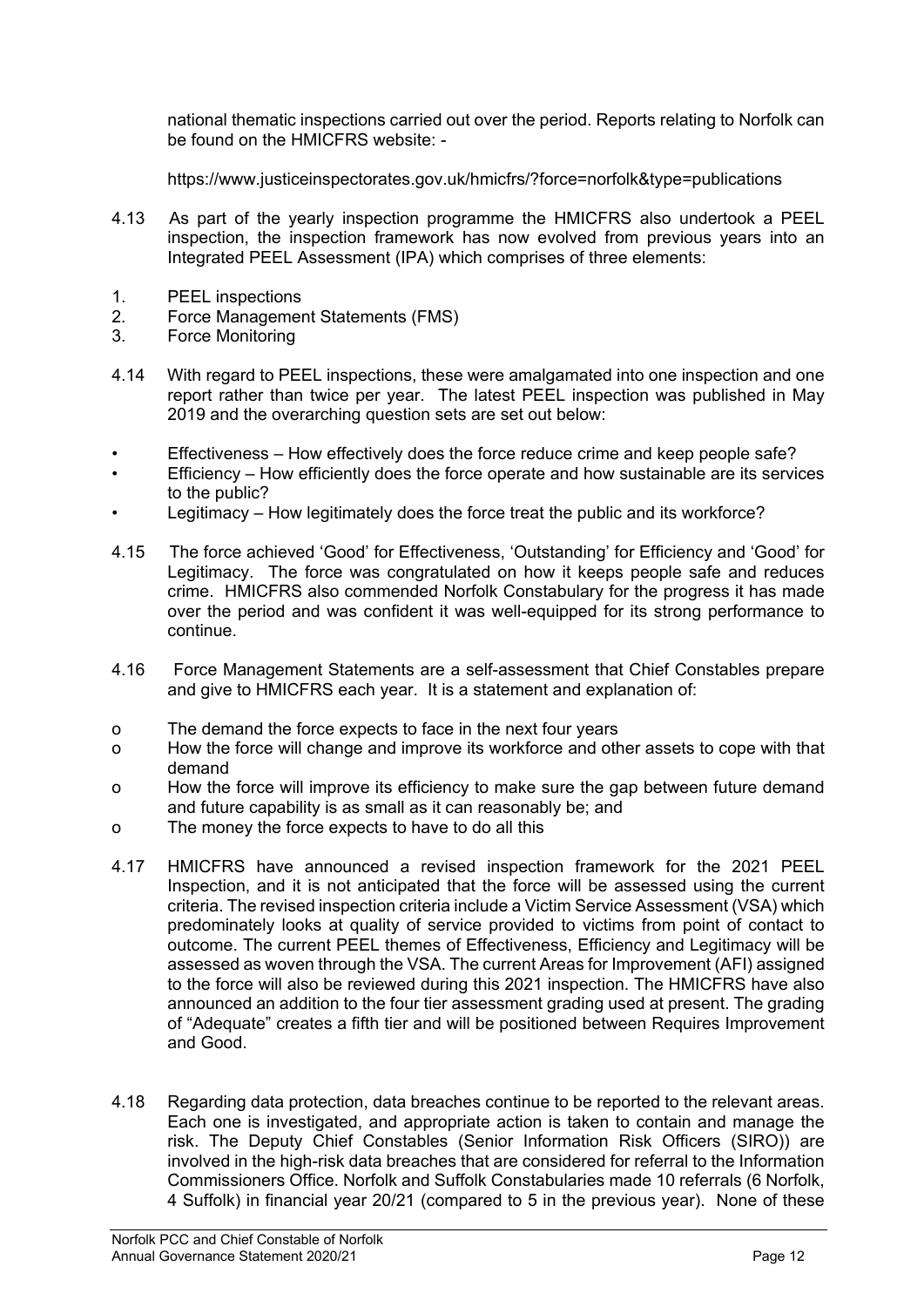national thematic inspections carried out over the period. Reports relating to Norfolk can be found on the HMICFRS website: -

https://www.justiceinspectorates.gov.uk/hmicfrs/?force=norfolk&type=publications

4.13 As part of the yearly inspection programme the HMICFRS also undertook a PEEL inspection, the inspection framework has now evolved from previous years into an Integrated PEEL Assessment (IPA) which comprises of three elements:

1. PEEL inspections
2. Force Management Statements (FMS)
3. Force Monitoring

4.14 With regard to PEEL inspections, these were amalgamated into one inspection and one report rather than twice per year. The latest PEEL inspection was published in May 2019 and the overarching question sets are set out below:

- Effectiveness – How effectively does the force reduce crime and keep people safe?
- Efficiency – How efficiently does the force operate and how sustainable are its services to the public?
- Legitimacy – How legitimately does the force treat the public and its workforce?

4.15 The force achieved 'Good' for Effectiveness, 'Outstanding' for Efficiency and 'Good' for Legitimacy. The force was congratulated on how it keeps people safe and reduces crime. HMICFRS also commended Norfolk Constabulary for the progress it has made over the period and was confident it was well-equipped for its strong performance to continue.

4.16 Force Management Statements are a self-assessment that Chief Constables prepare and give to HMICFRS each year. It is a statement and explanation of:

- The demand the force expects to face in the next four years
- How the force will change and improve its workforce and other assets to cope with that demand
- How the force will improve its efficiency to make sure the gap between future demand and future capability is as small as it can reasonably be; and
- The money the force expects to have to do all this

4.17 HMICFRS have announced a revised inspection framework for the 2021 PEEL Inspection, and it is not anticipated that the force will be assessed using the current criteria. The revised inspection criteria include a Victim Service Assessment (VSA) which predominately looks at quality of service provided to victims from point of contact to outcome. The current PEEL themes of Effectiveness, Efficiency and Legitimacy will be assessed as woven through the VSA. The current Areas for Improvement (AFI) assigned to the force will also be reviewed during this 2021 inspection. The HMICFRS have also announced an addition to the four tier assessment grading used at present. The grading of "Adequate" creates a fifth tier and will be positioned between Requires Improvement and Good.

4.18 Regarding data protection, data breaches continue to be reported to the relevant areas. Each one is investigated, and appropriate action is taken to contain and manage the risk. The Deputy Chief Constables (Senior Information Risk Officers (SIRO)) are involved in the high-risk data breaches that are considered for referral to the Information Commissioners Office. Norfolk and Suffolk Constabularies made 10 referrals (6 Norfolk, 4 Suffolk) in financial year 20/21 (compared to 5 in the previous year). None of these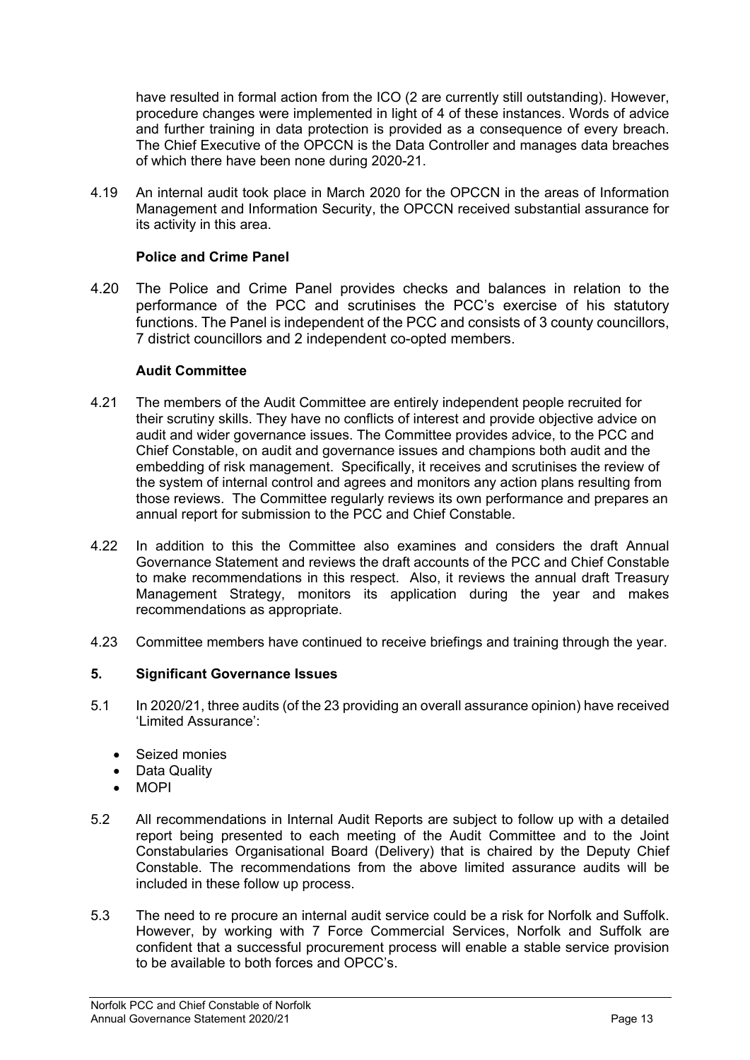have resulted in formal action from the ICO (2 are currently still outstanding). However, procedure changes were implemented in light of 4 of these instances. Words of advice and further training in data protection is provided as a consequence of every breach. The Chief Executive of the OPCCN is the Data Controller and manages data breaches of which there have been none during 2020-21.

4.19 An internal audit took place in March 2020 for the OPCCN in the areas of Information Management and Information Security, the OPCCN received substantial assurance for its activity in this area.

**Police and Crime Panel**

4.20 The Police and Crime Panel provides checks and balances in relation to the performance of the PCC and scrutinises the PCC's exercise of his statutory functions. The Panel is independent of the PCC and consists of 3 county councillors, 7 district councillors and 2 independent co-opted members.

**Audit Committee**

4.21 The members of the Audit Committee are entirely independent people recruited for their scrutiny skills. They have no conflicts of interest and provide objective advice on audit and wider governance issues. The Committee provides advice, to the PCC and Chief Constable, on audit and governance issues and champions both audit and the embedding of risk management. Specifically, it receives and scrutinises the review of the system of internal control and agrees and monitors any action plans resulting from those reviews. The Committee regularly reviews its own performance and prepares an annual report for submission to the PCC and Chief Constable.

4.22 In addition to this the Committee also examines and considers the draft Annual Governance Statement and reviews the draft accounts of the PCC and Chief Constable to make recommendations in this respect. Also, it reviews the annual draft Treasury Management Strategy, monitors its application during the year and makes recommendations as appropriate.

4.23 Committee members have continued to receive briefings and training through the year.

## 5. Significant Governance Issues

5.1 In 2020/21, three audits (of the 23 providing an overall assurance opinion) have received 'Limited Assurance':

- Seized monies
- Data Quality
- MOPI

5.2 All recommendations in Internal Audit Reports are subject to follow up with a detailed report being presented to each meeting of the Audit Committee and to the Joint Constabularies Organisational Board (Delivery) that is chaired by the Deputy Chief Constable. The recommendations from the above limited assurance audits will be included in these follow up process.

5.3 The need to re procure an internal audit service could be a risk for Norfolk and Suffolk. However, by working with 7 Force Commercial Services, Norfolk and Suffolk are confident that a successful procurement process will enable a stable service provision to be available to both forces and OPCC's.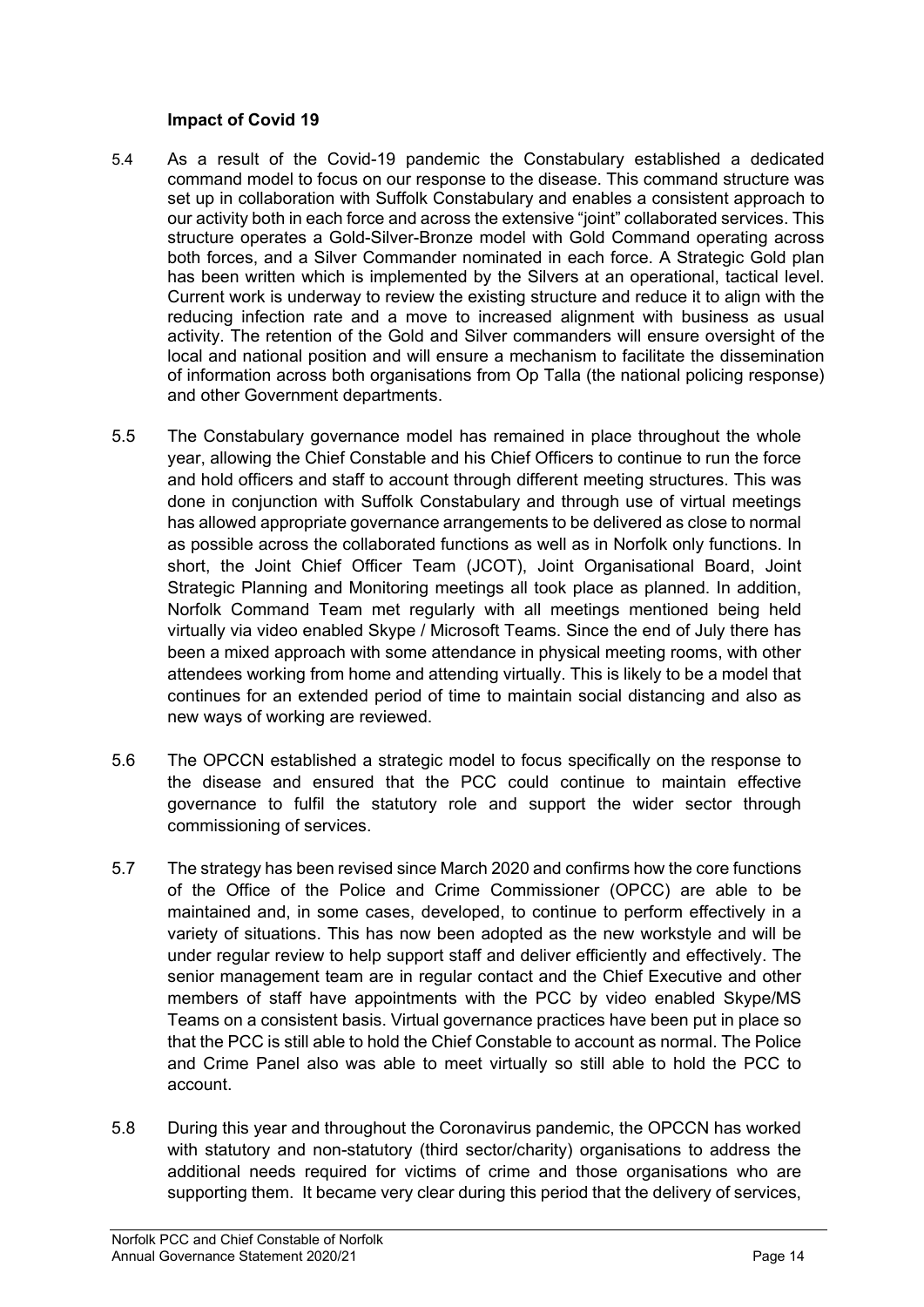**Impact of Covid 19**

5.4 As a result of the Covid-19 pandemic the Constabulary established a dedicated command model to focus on our response to the disease. This command structure was set up in collaboration with Suffolk Constabulary and enables a consistent approach to our activity both in each force and across the extensive "joint" collaborated services. This structure operates a Gold-Silver-Bronze model with Gold Command operating across both forces, and a Silver Commander nominated in each force. A Strategic Gold plan has been written which is implemented by the Silvers at an operational, tactical level. Current work is underway to review the existing structure and reduce it to align with the reducing infection rate and a move to increased alignment with business as usual activity. The retention of the Gold and Silver commanders will ensure oversight of the local and national position and will ensure a mechanism to facilitate the dissemination of information across both organisations from Op Talla (the national policing response) and other Government departments.

5.5 The Constabulary governance model has remained in place throughout the whole year, allowing the Chief Constable and his Chief Officers to continue to run the force and hold officers and staff to account through different meeting structures. This was done in conjunction with Suffolk Constabulary and through use of virtual meetings has allowed appropriate governance arrangements to be delivered as close to normal as possible across the collaborated functions as well as in Norfolk only functions. In short, the Joint Chief Officer Team (JCOT), Joint Organisational Board, Joint Strategic Planning and Monitoring meetings all took place as planned. In addition, Norfolk Command Team met regularly with all meetings mentioned being held virtually via video enabled Skype / Microsoft Teams. Since the end of July there has been a mixed approach with some attendance in physical meeting rooms, with other attendees working from home and attending virtually. This is likely to be a model that continues for an extended period of time to maintain social distancing and also as new ways of working are reviewed.

5.6 The OPCCN established a strategic model to focus specifically on the response to the disease and ensured that the PCC could continue to maintain effective governance to fulfil the statutory role and support the wider sector through commissioning of services.

5.7 The strategy has been revised since March 2020 and confirms how the core functions of the Office of the Police and Crime Commissioner (OPCC) are able to be maintained and, in some cases, developed, to continue to perform effectively in a variety of situations. This has now been adopted as the new workstyle and will be under regular review to help support staff and deliver efficiently and effectively. The senior management team are in regular contact and the Chief Executive and other members of staff have appointments with the PCC by video enabled Skype/MS Teams on a consistent basis. Virtual governance practices have been put in place so that the PCC is still able to hold the Chief Constable to account as normal. The Police and Crime Panel also was able to meet virtually so still able to hold the PCC to account.

5.8 During this year and throughout the Coronavirus pandemic, the OPCCN has worked with statutory and non-statutory (third sector/charity) organisations to address the additional needs required for victims of crime and those organisations who are supporting them. It became very clear during this period that the delivery of services,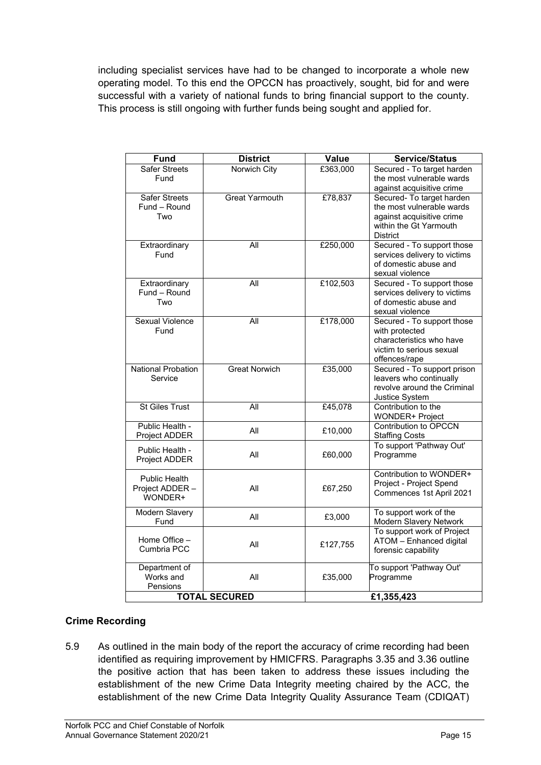including specialist services have had to be changed to incorporate a whole new operating model. To this end the OPCCN has proactively, sought, bid for and were successful with a variety of national funds to bring financial support to the county. This process is still ongoing with further funds being sought and applied for.

| Fund | District | Value | Service/Status |
|---|---|---|---|
| Safer Streets Fund | Norwich City | £363,000 | Secured - To target harden the most vulnerable wards against acquisitive crime |
| Safer Streets Fund – Round Two | Great Yarmouth | £78,837 | Secured- To target harden the most vulnerable wards against acquisitive crime within the Gt Yarmouth District |
| Extraordinary Fund | All | £250,000 | Secured - To support those services delivery to victims of domestic abuse and sexual violence |
| Extraordinary Fund – Round Two | All | £102,503 | Secured - To support those services delivery to victims of domestic abuse and sexual violence |
| Sexual Violence Fund | All | £178,000 | Secured - To support those with protected characteristics who have victim to serious sexual offences/rape |
| National Probation Service | Great Norwich | £35,000 | Secured - To support prison leavers who continually revolve around the Criminal Justice System |
| St Giles Trust | All | £45,078 | Contribution to the WONDER+ Project |
| Public Health - Project ADDER | All | £10,000 | Contribution to OPCCN Staffing Costs |
| Public Health - Project ADDER | All | £60,000 | To support 'Pathway Out' Programme |
| Public Health Project ADDER – WONDER+ | All | £67,250 | Contribution to WONDER+ Project - Project Spend Commences 1st April 2021 |
| Modern Slavery Fund | All | £3,000 | To support work of the Modern Slavery Network |
| Home Office – Cumbria PCC | All | £127,755 | To support work of Project ATOM – Enhanced digital forensic capability |
| Department of Works and Pensions | All | £35,000 | To support 'Pathway Out' Programme |
| **TOTAL SECURED** | | **£1,355,423** | |

**Crime Recording**

5.9 As outlined in the main body of the report the accuracy of crime recording had been identified as requiring improvement by HMICFRS. Paragraphs 3.35 and 3.36 outline the positive action that has been taken to address these issues including the establishment of the new Crime Data Integrity meeting chaired by the ACC, the establishment of the new Crime Data Integrity Quality Assurance Team (CDIQAT)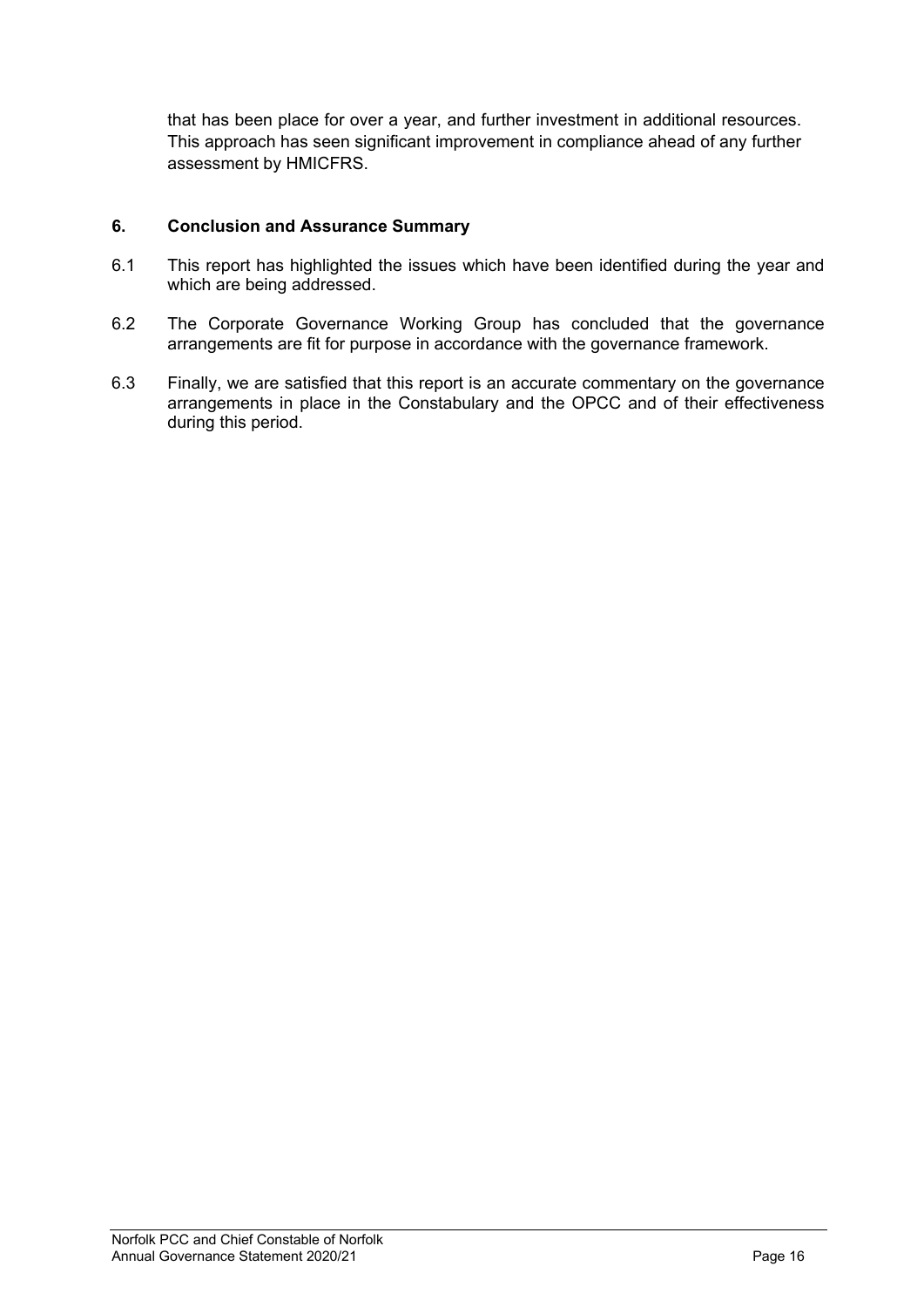that has been place for over a year, and further investment in additional resources. This approach has seen significant improvement in compliance ahead of any further assessment by HMICFRS.

## 6. Conclusion and Assurance Summary

6.1 This report has highlighted the issues which have been identified during the year and which are being addressed.

6.2 The Corporate Governance Working Group has concluded that the governance arrangements are fit for purpose in accordance with the governance framework.

6.3 Finally, we are satisfied that this report is an accurate commentary on the governance arrangements in place in the Constabulary and the OPCC and of their effectiveness during this period.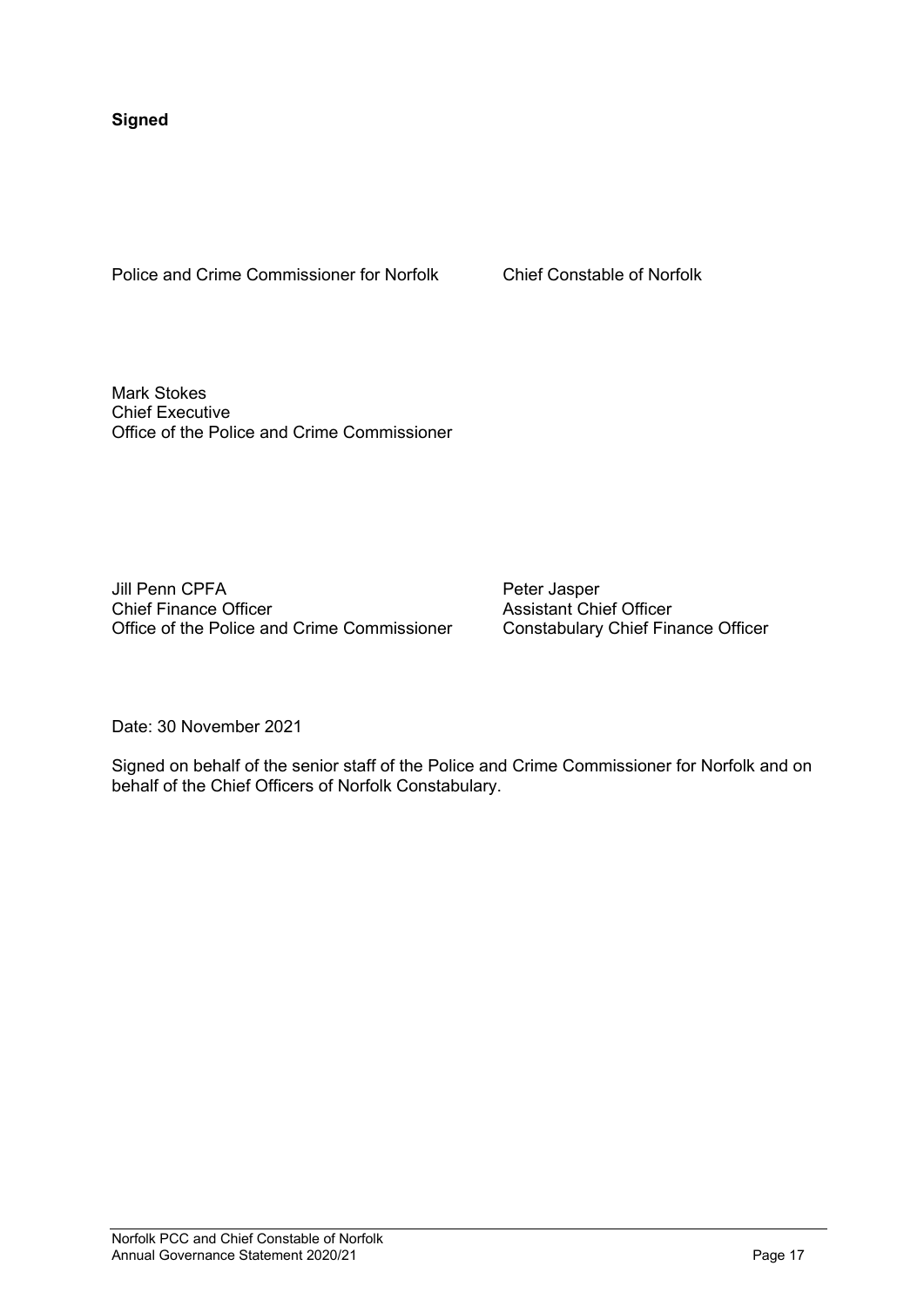**Signed**

Police and Crime Commissioner for Norfolk

Chief Constable of Norfolk

Mark Stokes  
Chief Executive  
Office of the Police and Crime Commissioner

Jill Penn CPFA  
Chief Finance Officer  
Office of the Police and Crime Commissioner

Peter Jasper  
Assistant Chief Officer  
Constabulary Chief Finance Officer

Date: 30 November 2021

Signed on behalf of the senior staff of the Police and Crime Commissioner for Norfolk and on behalf of the Chief Officers of Norfolk Constabulary.